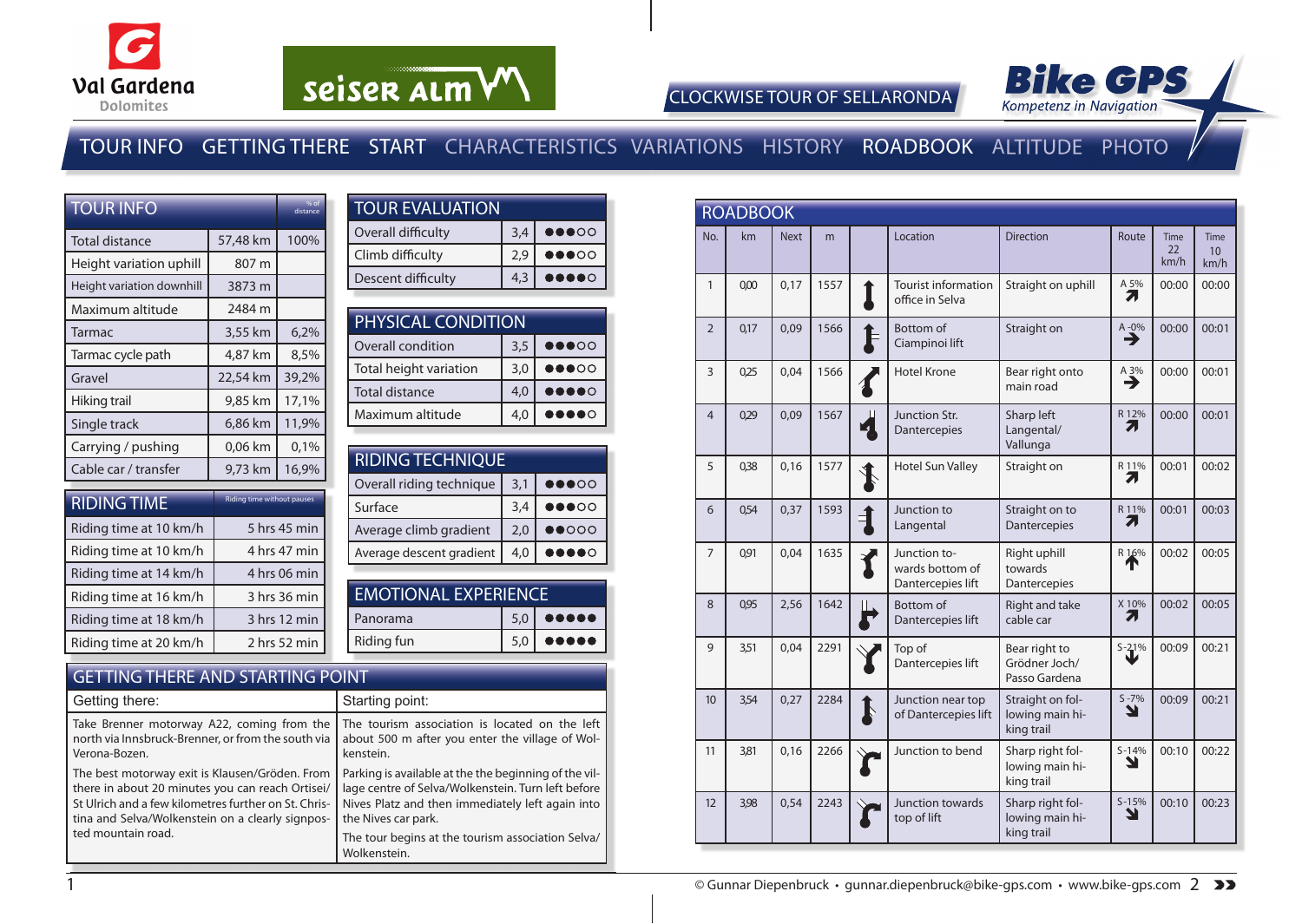Val Gardena Dolomites

seiser alm

CLOCKWISE TOUR OF SELLARONDA

Bike GPS Kompetenz in Navigation

TOUR INFO GETTING THERE START CHARACTERISTICS VARIATIONS HISTORY ROADBOOK ALTITUDE PHOTO

## TOUR INFO

| TOUR INFO | | % of distance |
|---|---|---|
| Total distance | 57,48 km | 100% |
| Height variation uphill | 807 m | |
| Height variation downhill | 3873 m | |
| Maximum altitude | 2484 m | |
| Tarmac | 3,55 km | 6,2% |
| Tarmac cycle path | 4,87 km | 8,5% |
| Gravel | 22,54 km | 39,2% |
| Hiking trail | 9,85 km | 17,1% |
| Single track | 6,86 km | 11,9% |
| Carrying / pushing | 0,06 km | 0,1% |
| Cable car / transfer | 9,73 km | 16,9% |

## RIDING TIME

| RIDING TIME | Riding time without pauses |
|---|---|
| Riding time at 10 km/h | 5 hrs 45 min |
| Riding time at 10 km/h | 4 hrs 47 min |
| Riding time at 14 km/h | 4 hrs 06 min |
| Riding time at 16 km/h | 3 hrs 36 min |
| Riding time at 18 km/h | 3 hrs 12 min |
| Riding time at 20 km/h | 2 hrs 52 min |

## TOUR EVALUATION

| | | |
|---|---|---|
| Overall difficulty | 3,4 | ●●●○○ |
| Climb difficulty | 2,9 | ●●●○○ |
| Descent difficulty | 4,3 | ●●●●○ |

## PHYSICAL CONDITION

| | | |
|---|---|---|
| Overall condition | 3,5 | ●●●○○ |
| Total height variation | 3,0 | ●●●○○ |
| Total distance | 4,0 | ●●●●○ |
| Maximum altitude | 4,0 | ●●●●○ |

## RIDING TECHNIQUE

| | | |
|---|---|---|
| Overall riding technique | 3,1 | ●●●○○ |
| Surface | 3,4 | ●●●○○ |
| Average climb gradient | 2,0 | ●●○○○ |
| Average descent gradient | 4,0 | ●●●●○ |

## EMOTIONAL EXPERIENCE

| | | |
|---|---|---|
| Panorama | 5,0 | ●●●●● |
| Riding fun | 5,0 | ●●●●● |

## GETTING THERE AND STARTING POINT

**Getting there:**

Take Brenner motorway A22, coming from the north via Innsbruck-Brenner, or from the south via Verona-Bozen.

The best motorway exit is Klausen/Gröden. From there in about 20 minutes you can reach Ortisei/St Ulrich and a few kilometres further on St. Christina and Selva/Wolkenstein on a clearly signposted mountain road.

**Starting point:**

The tourism association is located on the left about 500 m after you enter the village of Wolkenstein.

Parking is available at the the beginning of the village centre of Selva/Wolkenstein. Turn left before Nives Platz and then immediately left again into the Nives car park.

The tour begins at the tourism association Selva/Wolkenstein.

## ROADBOOK

| No. | km | Next | m | | Location | Direction | Route | Time 22 km/h | Time 10 km/h |
|---|---|---|---|---|---|---|---|---|---|
| 1 | 0,00 | 0,17 | 1557 | | Tourist information office in Selva | Straight on uphill | A 5% | 00:00 | 00:00 |
| 2 | 0,17 | 0,09 | 1566 | | Bottom of Ciampinoi lift | Straight on | A -0% | 00:00 | 00:01 |
| 3 | 0,25 | 0,04 | 1566 | | Hotel Krone | Bear right onto main road | A 3% | 00:00 | 00:01 |
| 4 | 0,29 | 0,09 | 1567 | | Junction Str. Dantercepies | Sharp left Langental/ Vallunga | R 12% | 00:00 | 00:01 |
| 5 | 0,38 | 0,16 | 1577 | | Hotel Sun Valley | Straight on | R 11% | 00:01 | 00:02 |
| 6 | 0,54 | 0,37 | 1593 | | Junction to Langental | Straight on to Dantercepies | R 11% | 00:01 | 00:03 |
| 7 | 0,91 | 0,04 | 1635 | | Junction towards bottom of Dantercepies lift | Right uphill towards Dantercepies | R 16% | 00:02 | 00:05 |
| 8 | 0,95 | 2,56 | 1642 | | Bottom of Dantercepies lift | Right and take cable car | X 10% | 00:02 | 00:05 |
| 9 | 3,51 | 0,04 | 2291 | | Top of Dantercepies lift | Bear right to Grödner Joch/ Passo Gardena | S -21% | 00:09 | 00:21 |
| 10 | 3,54 | 0,27 | 2284 | | Junction near top of Dantercepies lift | Straight on following main hiking trail | S -7% | 00:09 | 00:21 |
| 11 | 3,81 | 0,16 | 2266 | | Junction to bend | Sharp right following main hiking trail | S -14% | 00:10 | 00:22 |
| 12 | 3,98 | 0,54 | 2243 | | Junction towards top of lift | Sharp right following main hiking trail | S -15% | 00:10 | 00:23 |

© Gunnar Diepenbruck • gunnar.diepenbruck@bike-gps.com • www.bike-gps.com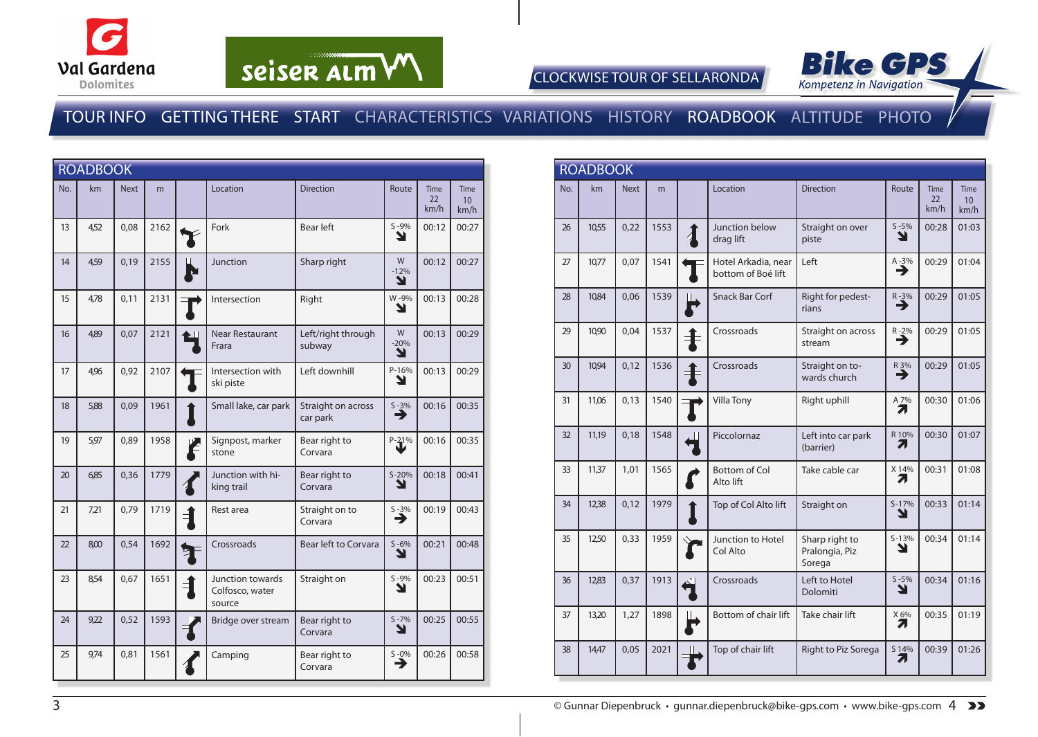CLOCKWISE TOUR OF SELLARONDA

TOUR INFO GETTING THERE START CHARACTERISTICS VARIATIONS HISTORY ROADBOOK ALTITUDE PHOTO

## ROADBOOK

| No. | km | Next | m | | Location | Direction | Route | Time 22 km/h | Time 10 km/h |
|---|---|---|---|---|---|---|---|---|---|
| 13 | 4,52 | 0,08 | 2162 | | Fork | Bear left | S -9% | 00:12 | 00:27 |
| 14 | 4,59 | 0,19 | 2155 | | Junction | Sharp right | W -12% | 00:12 | 00:27 |
| 15 | 4,78 | 0,11 | 2131 | | Intersection | Right | W -9% | 00:13 | 00:28 |
| 16 | 4,89 | 0,07 | 2121 | | Near Restaurant Frara | Left/right through subway | W -20% | 00:13 | 00:29 |
| 17 | 4,96 | 0,92 | 2107 | | Intersection with ski piste | Left downhill | P-16% | 00:13 | 00:29 |
| 18 | 5,88 | 0,09 | 1961 | | Small lake, car park | Straight on across car park | S -3% | 00:16 | 00:35 |
| 19 | 5,97 | 0,89 | 1958 | | Signpost, marker stone | Bear right to Corvara | P-21% | 00:16 | 00:35 |
| 20 | 6,85 | 0,36 | 1779 | | Junction with hiking trail | Bear right to Corvara | S-20% | 00:18 | 00:41 |
| 21 | 7,21 | 0,79 | 1719 | | Rest area | Straight on to Corvara | S -3% | 00:19 | 00:43 |
| 22 | 8,00 | 0,54 | 1692 | | Crossroads | Bear left to Corvara | S -6% | 00:21 | 00:48 |
| 23 | 8,54 | 0,67 | 1651 | | Junction towards Colfosco, water source | Straight on | S -9% | 00:23 | 00:51 |
| 24 | 9,22 | 0,52 | 1593 | | Bridge over stream | Bear right to Corvara | S -7% | 00:25 | 00:55 |
| 25 | 9,74 | 0,81 | 1561 | | Camping | Bear right to Corvara | S -0% | 00:26 | 00:58 |

## ROADBOOK

| No. | km | Next | m | | Location | Direction | Route | Time 22 km/h | Time 10 km/h |
|---|---|---|---|---|---|---|---|---|---|
| 26 | 10,55 | 0,22 | 1553 | | Junction below drag lift | Straight on over piste | S -5% | 00:28 | 01:03 |
| 27 | 10,77 | 0,07 | 1541 | | Hotel Arkadia, near bottom of Boé lift | Left | A -3% | 00:29 | 01:04 |
| 28 | 10,84 | 0,06 | 1539 | | Snack Bar Corf | Right for pedestrians | R -3% | 00:29 | 01:05 |
| 29 | 10,90 | 0,04 | 1537 | | Crossroads | Straight on across stream | R -2% | 00:29 | 01:05 |
| 30 | 10,94 | 0,12 | 1536 | | Crossroads | Straight on towards church | R 3% | 00:29 | 01:05 |
| 31 | 11,06 | 0,13 | 1540 | | Villa Tony | Right uphill | A 7% | 00:30 | 01:06 |
| 32 | 11,19 | 0,18 | 1548 | | Piccolornaz | Left into car park (barrier) | R 10% | 00:30 | 01:07 |
| 33 | 11,37 | 1,01 | 1565 | | Bottom of Col Alto lift | Take cable car | X 14% | 00:31 | 01:08 |
| 34 | 12,38 | 0,12 | 1979 | | Top of Col Alto lift | Straight on | S-17% | 00:33 | 01:14 |
| 35 | 12,50 | 0,33 | 1959 | | Junction to Hotel Col Alto | Sharp right to Pralongia, Piz Sorega | S-13% | 00:34 | 01:14 |
| 36 | 12,83 | 0,37 | 1913 | | Crossroads | Left to Hotel Dolomiti | S -5% | 00:34 | 01:16 |
| 37 | 13,20 | 1,27 | 1898 | | Bottom of chair lift | Take chair lift | X 6% | 00:35 | 01:19 |
| 38 | 14,47 | 0,05 | 2021 | | Top of chair lift | Right to Piz Sorega | S 14% | 00:39 | 01:26 |

© Gunnar Diepenbruck • gunnar.diepenbruck@bike-gps.com • www.bike-gps.com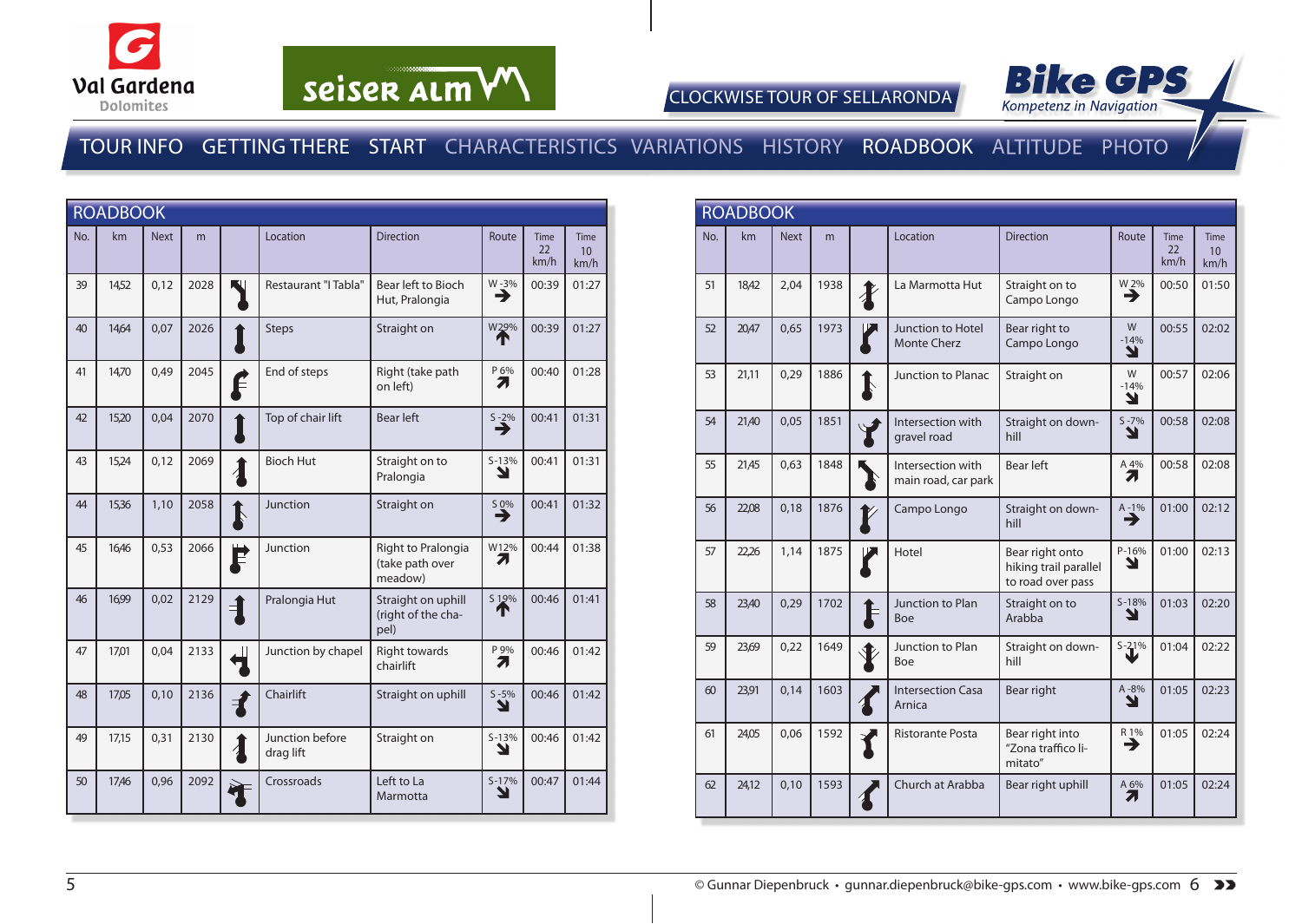CLOCKWISE TOUR OF SELLARONDA

TOUR INFO GETTING THERE START CHARACTERISTICS VARIATIONS HISTORY ROADBOOK ALTITUDE PHOTO

## ROADBOOK

| No. | km | Next | m | | Location | Direction | Route | Time 22 km/h | Time 10 km/h |
|---|---|---|---|---|---|---|---|---|---|
| 39 | 14,52 | 0,12 | 2028 | | Restaurant "I Tabla" | Bear left to Bioch Hut, Pralongia | W -3% | 00:39 | 01:27 |
| 40 | 14,64 | 0,07 | 2026 | | Steps | Straight on | W 29% | 00:39 | 01:27 |
| 41 | 14,70 | 0,49 | 2045 | | End of steps | Right (take path on left) | P 6% | 00:40 | 01:28 |
| 42 | 15,20 | 0,04 | 2070 | | Top of chair lift | Bear left | S -2% | 00:41 | 01:31 |
| 43 | 15,24 | 0,12 | 2069 | | Bioch Hut | Straight on to Pralongia | S -13% | 00:41 | 01:31 |
| 44 | 15,36 | 1,10 | 2058 | | Junction | Straight on | S 0% | 00:41 | 01:32 |
| 45 | 16,46 | 0,53 | 2066 | | Junction | Right to Pralongia (take path over meadow) | W 12% | 00:44 | 01:38 |
| 46 | 16,99 | 0,02 | 2129 | | Pralongia Hut | Straight on uphill (right of the chapel) | S 19% | 00:46 | 01:41 |
| 47 | 17,01 | 0,04 | 2133 | | Junction by chapel | Right towards chairlift | P 9% | 00:46 | 01:42 |
| 48 | 17,05 | 0,10 | 2136 | | Chairlift | Straight on uphill | S -5% | 00:46 | 01:42 |
| 49 | 17,15 | 0,31 | 2130 | | Junction before drag lift | Straight on | S -13% | 00:46 | 01:42 |
| 50 | 17,46 | 0,96 | 2092 | | Crossroads | Left to La Marmotta | S -17% | 00:47 | 01:44 |

## ROADBOOK

| No. | km | Next | m | | Location | Direction | Route | Time 22 km/h | Time 10 km/h |
|---|---|---|---|---|---|---|---|---|---|
| 51 | 18,42 | 2,04 | 1938 | | La Marmotta Hut | Straight on to Campo Longo | W 2% | 00:50 | 01:50 |
| 52 | 20,47 | 0,65 | 1973 | | Junction to Hotel Monte Cherz | Bear right to Campo Longo | W -14% | 00:55 | 02:02 |
| 53 | 21,11 | 0,29 | 1886 | | Junction to Planac | Straight on | W -14% | 00:57 | 02:06 |
| 54 | 21,40 | 0,05 | 1851 | | Intersection with gravel road | Straight on downhill | S -7% | 00:58 | 02:08 |
| 55 | 21,45 | 0,63 | 1848 | | Intersection with main road, car park | Bear left | A 4% | 00:58 | 02:08 |
| 56 | 22,08 | 0,18 | 1876 | | Campo Longo | Straight on downhill | A -1% | 01:00 | 02:12 |
| 57 | 22,26 | 1,14 | 1875 | | Hotel | Bear right onto hiking trail parallel to road over pass | P -16% | 01:00 | 02:13 |
| 58 | 23,40 | 0,29 | 1702 | | Junction to Plan Boe | Straight on to Arabba | S -18% | 01:03 | 02:20 |
| 59 | 23,69 | 0,22 | 1649 | | Junction to Plan Boe | Straight on downhill | S -21% | 01:04 | 02:22 |
| 60 | 23,91 | 0,14 | 1603 | | Intersection Casa Arnica | Bear right | A -8% | 01:05 | 02:23 |
| 61 | 24,05 | 0,06 | 1592 | | Ristorante Posta | Bear right into "Zona traffico limitato" | R 1% | 01:05 | 02:24 |
| 62 | 24,12 | 0,10 | 1593 | | Church at Arabba | Bear right uphill | A 6% | 01:05 | 02:24 |

© Gunnar Diepenbruck • gunnar.diepenbruck@bike-gps.com • www.bike-gps.com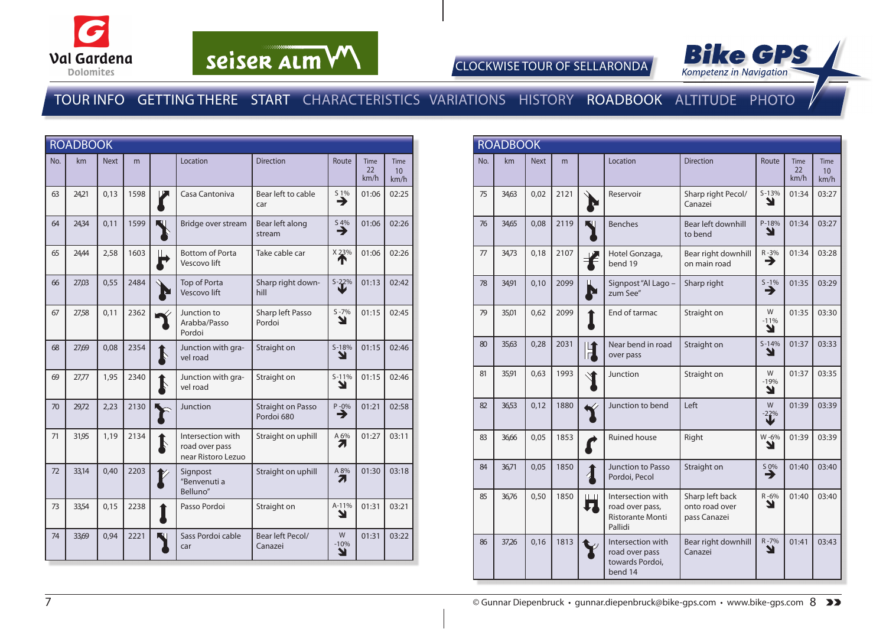CLOCKWISE TOUR OF SELLARONDA

TOUR INFO GETTING THERE START CHARACTERISTICS VARIATIONS HISTORY ROADBOOK ALTITUDE PHOTO

## ROADBOOK

| No. | km | Next | m | | Location | Direction | Route | Time 22 km/h | Time 10 km/h |
|---|---|---|---|---|---|---|---|---|---|
| 63 | 24,21 | 0,13 | 1598 | | Casa Cantoniva | Bear left to cable car | S 1% | 01:06 | 02:25 |
| 64 | 24,34 | 0,11 | 1599 | | Bridge over stream | Bear left along stream | S 4% | 01:06 | 02:26 |
| 65 | 24,44 | 2,58 | 1603 | | Bottom of Porta Vescovo lift | Take cable car | X 23% | 01:06 | 02:26 |
| 66 | 27,03 | 0,55 | 2484 | | Top of Porta Vescovo lift | Sharp right downhill | S -22% | 01:13 | 02:42 |
| 67 | 27,58 | 0,11 | 2362 | | Junction to Arabba/Passo Pordoi | Sharp left Passo Pordoi | S -7% | 01:15 | 02:45 |
| 68 | 27,69 | 0,08 | 2354 | | Junction with gravel road | Straight on | S -18% | 01:15 | 02:46 |
| 69 | 27,77 | 1,95 | 2340 | | Junction with gravel road | Straight on | S -11% | 01:15 | 02:46 |
| 70 | 29,72 | 2,23 | 2130 | | Junction | Straight on Passo Pordoi 680 | P -0% | 01:21 | 02:58 |
| 71 | 31,95 | 1,19 | 2134 | | Intersection with road over pass near Ristoro Lezuo | Straight on uphill | A 6% | 01:27 | 03:11 |
| 72 | 33,14 | 0,40 | 2203 | | Signpost "Benvenuti a Belluno" | Straight on uphill | A 8% | 01:30 | 03:18 |
| 73 | 33,54 | 0,15 | 2238 | | Passo Pordoi | Straight on | A -11% | 01:31 | 03:21 |
| 74 | 33,69 | 0,94 | 2221 | | Sass Pordoi cable car | Bear left Pecol/ Canazei | W -10% | 01:31 | 03:22 |

## ROADBOOK

| No. | km | Next | m | | Location | Direction | Route | Time 22 km/h | Time 10 km/h |
|---|---|---|---|---|---|---|---|---|---|
| 75 | 34,63 | 0,02 | 2121 | | Reservoir | Sharp right Pecol/ Canazei | S -13% | 01:34 | 03:27 |
| 76 | 34,65 | 0,08 | 2119 | | Benches | Bear left downhill to bend | P -18% | 01:34 | 03:27 |
| 77 | 34,73 | 0,18 | 2107 | | Hotel Gonzaga, bend 19 | Bear right downhill on main road | R -3% | 01:34 | 03:28 |
| 78 | 34,91 | 0,10 | 2099 | | Signpost "Al Lago – zum See" | Sharp right | S -1% | 01:35 | 03:29 |
| 79 | 35,01 | 0,62 | 2099 | | End of tarmac | Straight on | W -11% | 01:35 | 03:30 |
| 80 | 35,63 | 0,28 | 2031 | | Near bend in road over pass | Straight on | S -14% | 01:37 | 03:33 |
| 81 | 35,91 | 0,63 | 1993 | | Junction | Straight on | W -19% | 01:37 | 03:35 |
| 82 | 36,53 | 0,12 | 1880 | | Junction to bend | Left | W -22% | 01:39 | 03:39 |
| 83 | 36,66 | 0,05 | 1853 | | Ruined house | Right | W -6% | 01:39 | 03:39 |
| 84 | 36,71 | 0,05 | 1850 | | Junction to Passo Pordoi, Pecol | Straight on | S 0% | 01:40 | 03:40 |
| 85 | 36,76 | 0,50 | 1850 | | Intersection with road over pass, Ristorante Monti Pallidi | Sharp left back onto road over pass Canazei | R -6% | 01:40 | 03:40 |
| 86 | 37,26 | 0,16 | 1813 | | Intersection with road over pass towards Pordoi, bend 14 | Bear right downhill Canazei | R -7% | 01:41 | 03:43 |

© Gunnar Diepenbruck • gunnar.diepenbruck@bike-gps.com • www.bike-gps.com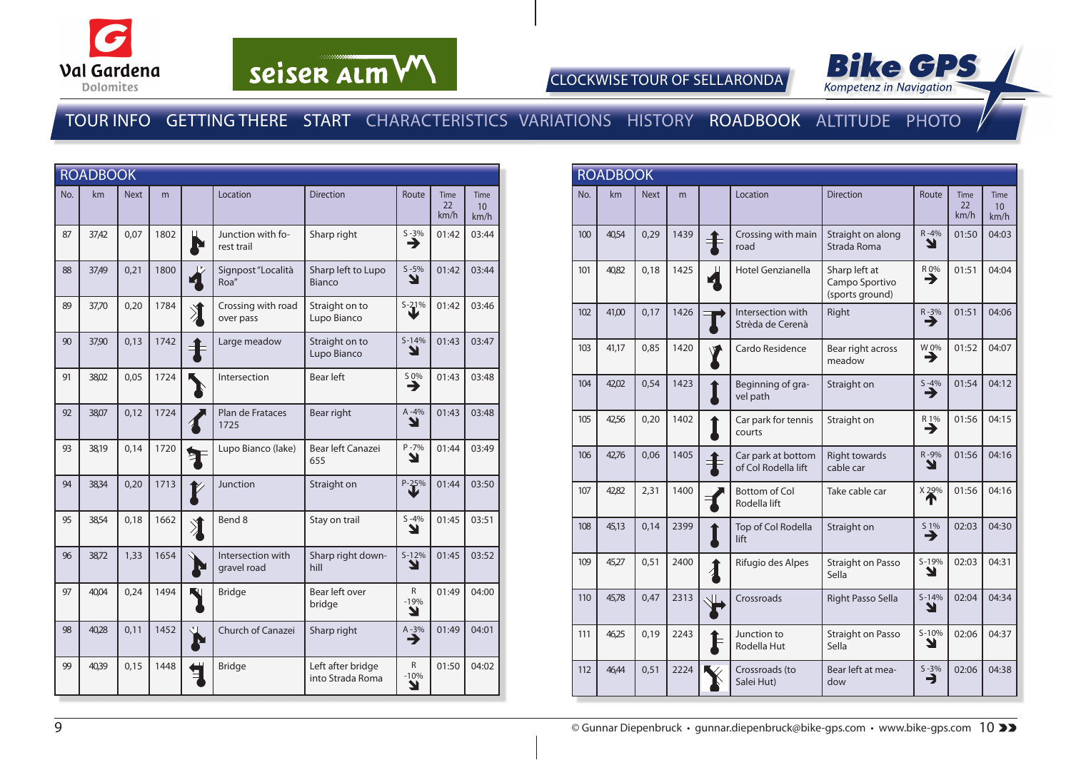CLOCKWISE TOUR OF SELLARONDA

TOUR INFO GETTING THERE START CHARACTERISTICS VARIATIONS HISTORY ROADBOOK ALTITUDE PHOTO

## ROADBOOK

| No. | km | Next | m | | Location | Direction | Route | Time 22 km/h | Time 10 km/h |
|---|---|---|---|---|---|---|---|---|---|
| 87 | 37,42 | 0,07 | 1802 | | Junction with forest trail | Sharp right | S -3% | 01:42 | 03:44 |
| 88 | 37,49 | 0,21 | 1800 | | Signpost "Località Roa" | Sharp left to Lupo Bianco | S -5% | 01:42 | 03:44 |
| 89 | 37,70 | 0,20 | 1784 | | Crossing with road over pass | Straight on to Lupo Bianco | S -21% | 01:42 | 03:46 |
| 90 | 37,90 | 0,13 | 1742 | | Large meadow | Straight on to Lupo Bianco | S -14% | 01:43 | 03:47 |
| 91 | 38,02 | 0,05 | 1724 | | Intersection | Bear left | S 0% | 01:43 | 03:48 |
| 92 | 38,07 | 0,12 | 1724 | | Plan de Frataces 1725 | Bear right | A -4% | 01:43 | 03:48 |
| 93 | 38,19 | 0,14 | 1720 | | Lupo Bianco (lake) | Bear left Canazei 655 | P -7% | 01:44 | 03:49 |
| 94 | 38,34 | 0,20 | 1713 | | Junction | Straight on | P -25% | 01:44 | 03:50 |
| 95 | 38,54 | 0,18 | 1662 | | Bend 8 | Stay on trail | S -4% | 01:45 | 03:51 |
| 96 | 38,72 | 1,33 | 1654 | | Intersection with gravel road | Sharp right downhill | S -12% | 01:45 | 03:52 |
| 97 | 40,04 | 0,24 | 1494 | | Bridge | Bear left over bridge | R -19% | 01:49 | 04:00 |
| 98 | 40,28 | 0,11 | 1452 | | Church of Canazei | Sharp right | A -3% | 01:49 | 04:01 |
| 99 | 40,39 | 0,15 | 1448 | | Bridge | Left after bridge into Strada Roma | R -10% | 01:50 | 04:02 |

## ROADBOOK

| No. | km | Next | m | | Location | Direction | Route | Time 22 km/h | Time 10 km/h |
|---|---|---|---|---|---|---|---|---|---|
| 100 | 40,54 | 0,29 | 1439 | | Crossing with main road | Straight on along Strada Roma | R -4% | 01:50 | 04:03 |
| 101 | 40,82 | 0,18 | 1425 | | Hotel Genzianella | Sharp left at Campo Sportivo (sports ground) | R 0% | 01:51 | 04:04 |
| 102 | 41,00 | 0,17 | 1426 | | Intersection with Strèda de Cerenà | Right | R -3% | 01:51 | 04:06 |
| 103 | 41,17 | 0,85 | 1420 | | Cardo Residence | Bear right across meadow | W 0% | 01:52 | 04:07 |
| 104 | 42,02 | 0,54 | 1423 | | Beginning of gravel path | Straight on | S -4% | 01:54 | 04:12 |
| 105 | 42,56 | 0,20 | 1402 | | Car park for tennis courts | Straight on | R 1% | 01:56 | 04:15 |
| 106 | 42,76 | 0,06 | 1405 | | Car park at bottom of Col Rodella lift | Right towards cable car | R -9% | 01:56 | 04:16 |
| 107 | 42,82 | 2,31 | 1400 | | Bottom of Col Rodella lift | Take cable car | X 29% | 01:56 | 04:16 |
| 108 | 45,13 | 0,14 | 2399 | | Top of Col Rodella lift | Straight on | S 1% | 02:03 | 04:30 |
| 109 | 45,27 | 0,51 | 2400 | | Rifugio des Alpes | Straight on Passo Sella | S -19% | 02:03 | 04:31 |
| 110 | 45,78 | 0,47 | 2313 | | Crossroads | Right Passo Sella | S -14% | 02:04 | 04:34 |
| 111 | 46,25 | 0,19 | 2243 | | Junction to Rodella Hut | Straight on Passo Sella | S -10% | 02:06 | 04:37 |
| 112 | 46,44 | 0,51 | 2224 | | Crossroads (to Salei Hut) | Bear left at meadow | S -3% | 02:06 | 04:38 |

© Gunnar Diepenbruck • gunnar.diepenbruck@bike-gps.com • www.bike-gps.com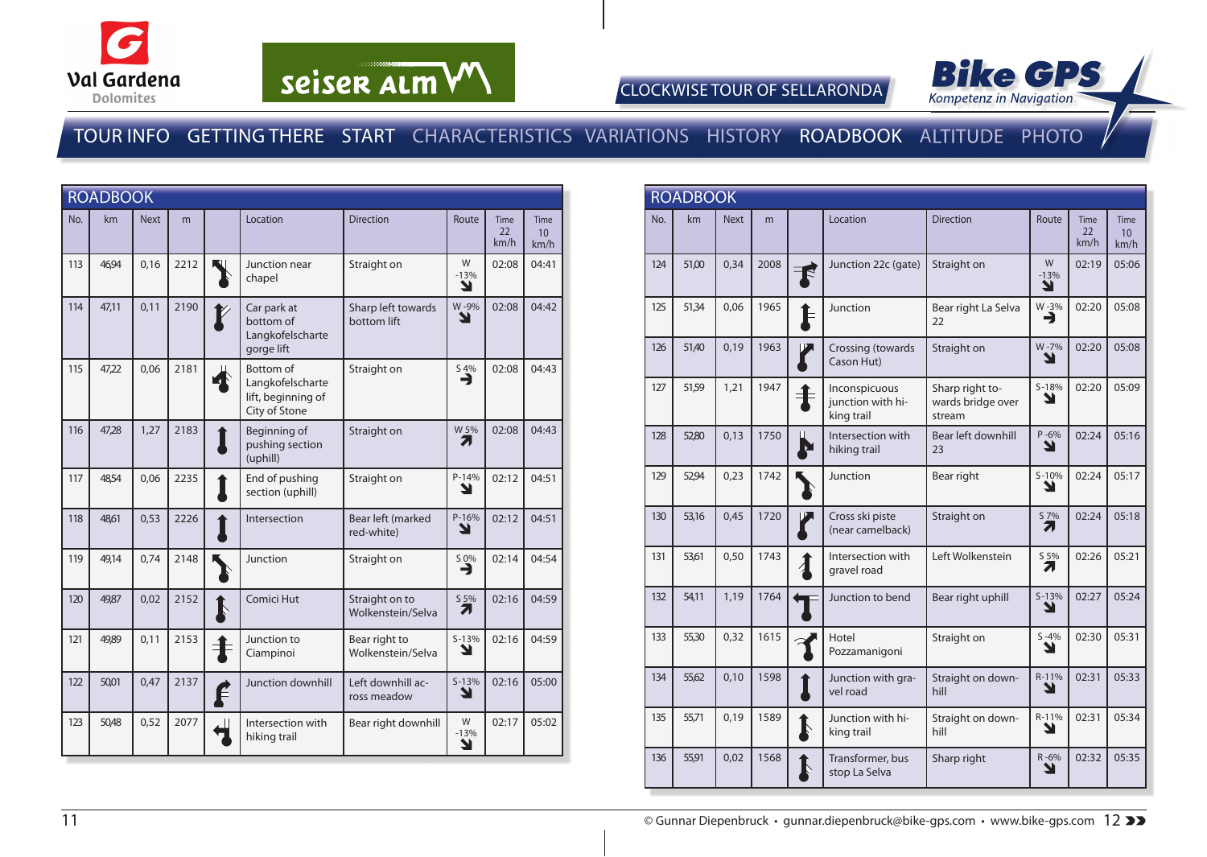CLOCKWISE TOUR OF SELLARONDA

TOUR INFO GETTING THERE START CHARACTERISTICS VARIATIONS HISTORY ROADBOOK ALTITUDE PHOTO

## ROADBOOK

| No. | km | Next | m | | Location | Direction | Route | Time 22 km/h | Time 10 km/h |
|---|---|---|---|---|---|---|---|---|---|
| 113 | 46,94 | 0,16 | 2212 | | Junction near chapel | Straight on | W -13% | 02:08 | 04:41 |
| 114 | 47,11 | 0,11 | 2190 | | Car park at bottom of Langkofelscharte gorge lift | Sharp left towards bottom lift | W -9% | 02:08 | 04:42 |
| 115 | 47,22 | 0,06 | 2181 | | Bottom of Langkofelscharte lift, beginning of City of Stone | Straight on | S 4% | 02:08 | 04:43 |
| 116 | 47,28 | 1,27 | 2183 | | Beginning of pushing section (uphill) | Straight on | W 5% | 02:08 | 04:43 |
| 117 | 48,54 | 0,06 | 2235 | | End of pushing section (uphill) | Straight on | P-14% | 02:12 | 04:51 |
| 118 | 48,61 | 0,53 | 2226 | | Intersection | Bear left (marked red-white) | P-16% | 02:12 | 04:51 |
| 119 | 49,14 | 0,74 | 2148 | | Junction | Straight on | S 0% | 02:14 | 04:54 |
| 120 | 49,87 | 0,02 | 2152 | | Comici Hut | Straight on to Wolkenstein/Selva | S 5% | 02:16 | 04:59 |
| 121 | 49,89 | 0,11 | 2153 | | Junction to Ciampinoi | Bear right to Wolkenstein/Selva | S-13% | 02:16 | 04:59 |
| 122 | 50,01 | 0,47 | 2137 | | Junction downhill | Left downhill across meadow | S-13% | 02:16 | 05:00 |
| 123 | 50,48 | 0,52 | 2077 | | Intersection with hiking trail | Bear right downhill | W -13% | 02:17 | 05:02 |

## ROADBOOK

| No. | km | Next | m | | Location | Direction | Route | Time 22 km/h | Time 10 km/h |
|---|---|---|---|---|---|---|---|---|---|
| 124 | 51,00 | 0,34 | 2008 | | Junction 22c (gate) | Straight on | W -13% | 02:19 | 05:06 |
| 125 | 51,34 | 0,06 | 1965 | | Junction | Bear right La Selva 22 | W -3% | 02:20 | 05:08 |
| 126 | 51,40 | 0,19 | 1963 | | Crossing (towards Cason Hut) | Straight on | W -7% | 02:20 | 05:08 |
| 127 | 51,59 | 1,21 | 1947 | | Inconspicuous junction with hiking trail | Sharp right towards bridge over stream | S-18% | 02:20 | 05:09 |
| 128 | 52,80 | 0,13 | 1750 | | Intersection with hiking trail | Bear left downhill 23 | P -6% | 02:24 | 05:16 |
| 129 | 52,94 | 0,23 | 1742 | | Junction | Bear right | S-10% | 02:24 | 05:17 |
| 130 | 53,16 | 0,45 | 1720 | | Cross ski piste (near camelback) | Straight on | S 7% | 02:24 | 05:18 |
| 131 | 53,61 | 0,50 | 1743 | | Intersection with gravel road | Left Wolkenstein | S 5% | 02:26 | 05:21 |
| 132 | 54,11 | 1,19 | 1764 | | Junction to bend | Bear right uphill | S-13% | 02:27 | 05:24 |
| 133 | 55,30 | 0,32 | 1615 | | Hotel Pozzamanigoni | Straight on | S -4% | 02:30 | 05:31 |
| 134 | 55,62 | 0,10 | 1598 | | Junction with gravel road | Straight on downhill | R-11% | 02:31 | 05:33 |
| 135 | 55,71 | 0,19 | 1589 | | Junction with hiking trail | Straight on downhill | R-11% | 02:31 | 05:34 |
| 136 | 55,91 | 0,02 | 1568 | | Transformer, bus stop La Selva | Sharp right | R -6% | 02:32 | 05:35 |

© Gunnar Diepenbruck • gunnar.diepenbruck@bike-gps.com • www.bike-gps.com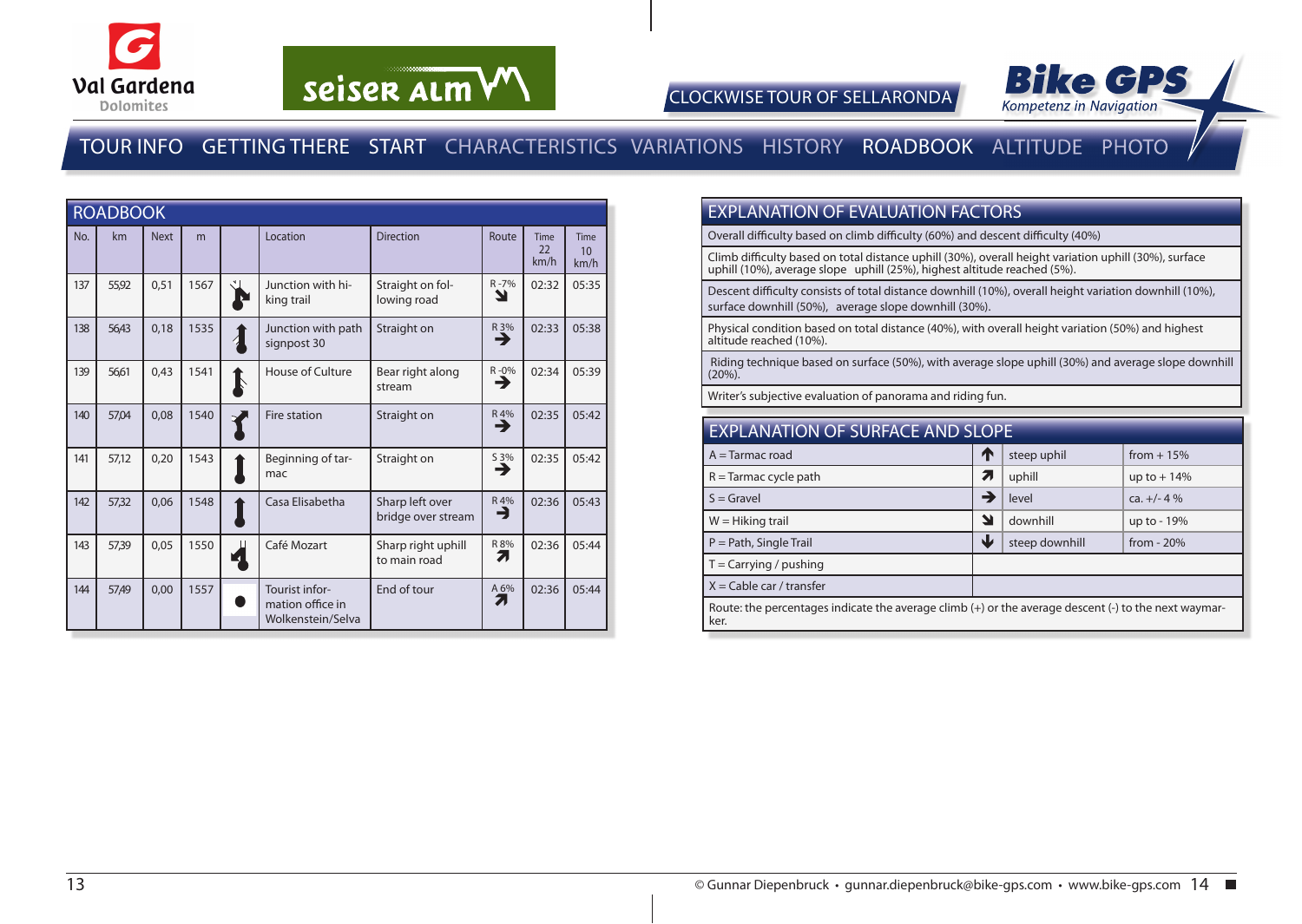CLOCKWISE TOUR OF SELLARONDA

TOUR INFO GETTING THERE START CHARACTERISTICS VARIATIONS HISTORY ROADBOOK ALTITUDE PHOTO

## ROADBOOK

| No. | km | Next | m | | Location | Direction | Route | Time 22 km/h | Time 10 km/h |
|---|---|---|---|---|---|---|---|---|---|
| 137 | 55,92 | 0,51 | 1567 | | Junction with hiking trail | Straight on following road | R -7% ↘ | 02:32 | 05:35 |
| 138 | 56,43 | 0,18 | 1535 | | Junction with path signpost 30 | Straight on | R 3% → | 02:33 | 05:38 |
| 139 | 56,61 | 0,43 | 1541 | | House of Culture | Bear right along stream | R -0% → | 02:34 | 05:39 |
| 140 | 57,04 | 0,08 | 1540 | | Fire station | Straight on | R 4% → | 02:35 | 05:42 |
| 141 | 57,12 | 0,20 | 1543 | | Beginning of tarmac | Straight on | S 3% → | 02:35 | 05:42 |
| 142 | 57,32 | 0,06 | 1548 | | Casa Elisabetha | Sharp left over bridge over stream | R 4% → | 02:36 | 05:43 |
| 143 | 57,39 | 0,05 | 1550 | | Café Mozart | Sharp right uphill to main road | R 8% ↗ | 02:36 | 05:44 |
| 144 | 57,49 | 0,00 | 1557 | ● | Tourist information office in Wolkenstein/Selva | End of tour | A 6% ↗ | 02:36 | 05:44 |

## EXPLANATION OF EVALUATION FACTORS

Overall difficulty based on climb difficulty (60%) and descent difficulty (40%)

Climb difficulty based on total distance uphill (30%), overall height variation uphill (30%), surface uphill (10%), average slope uphill (25%), highest altitude reached (5%).

Descent difficulty consists of total distance downhill (10%), overall height variation downhill (10%), surface downhill (50%), average slope downhill (30%).

Physical condition based on total distance (40%), with overall height variation (50%) and highest altitude reached (10%).

Riding technique based on surface (50%), with average slope uphill (30%) and average slope downhill (20%).

Writer's subjective evaluation of panorama and riding fun.

## EXPLANATION OF SURFACE AND SLOPE

| | | | |
|---|---|---|---|
| A = Tarmac road | ↑ | steep uphil | from + 15% |
| R = Tarmac cycle path | ↗ | uphill | up to + 14% |
| S = Gravel | → | level | ca. +/- 4 % |
| W = Hiking trail | ↘ | downhill | up to - 19% |
| P = Path, Single Trail | ↓ | steep downhill | from - 20% |
| T = Carrying / pushing | | | |
| X = Cable car / transfer | | | |

Route: the percentages indicate the average climb (+) or the average descent (-) to the next waymarker.

© Gunnar Diepenbruck • gunnar.diepenbruck@bike-gps.com • www.bike-gps.com